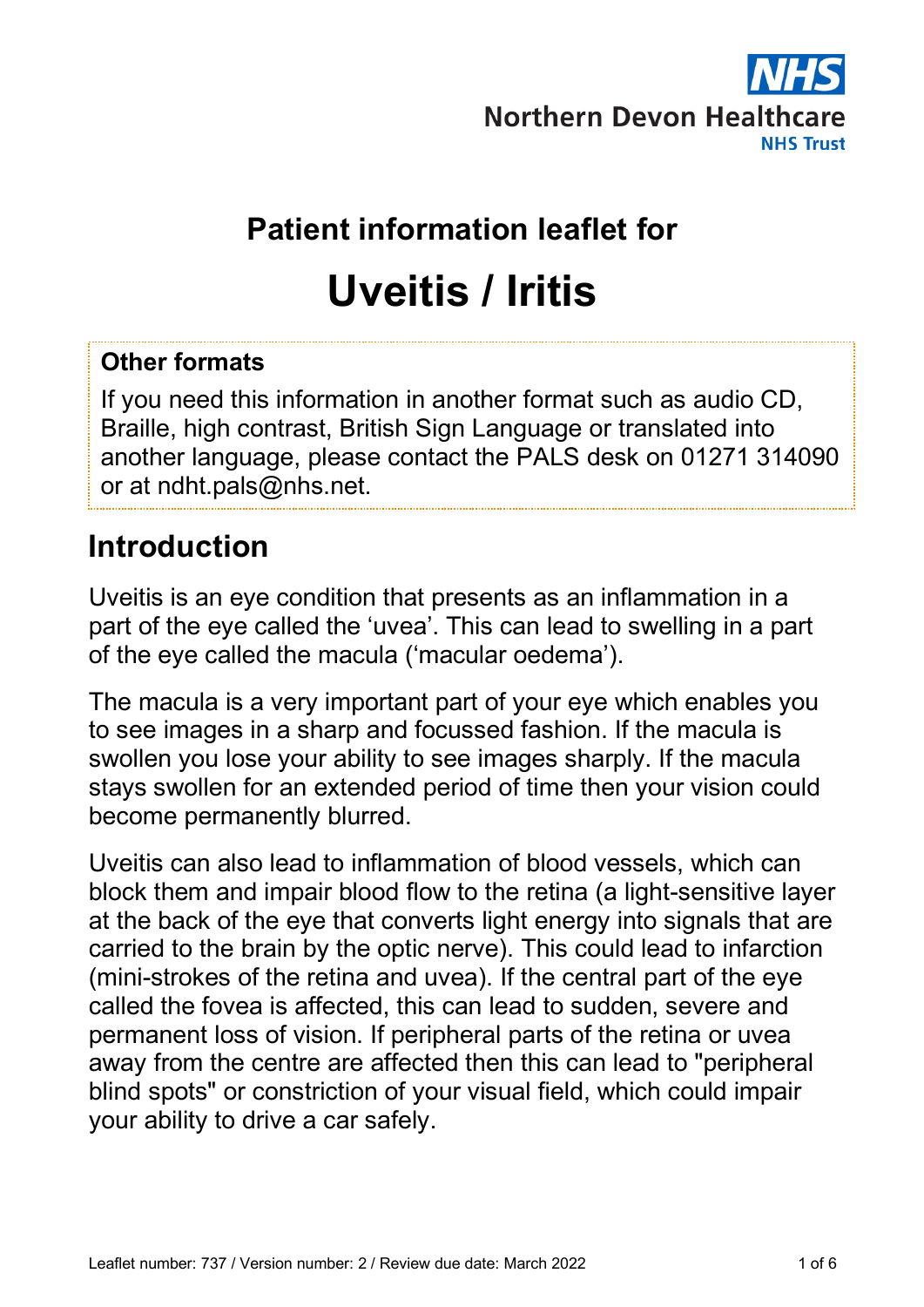Northern Devon Healthcare NHS Trust

# Patient information leaflet for

# Uveitis / Iritis

**Other formats**

If you need this information in another format such as audio CD, Braille, high contrast, British Sign Language or translated into another language, please contact the PALS desk on 01271 314090 or at ndht.pals@nhs.net.

## Introduction

Uveitis is an eye condition that presents as an inflammation in a part of the eye called the 'uvea'. This can lead to swelling in a part of the eye called the macula ('macular oedema').

The macula is a very important part of your eye which enables you to see images in a sharp and focussed fashion. If the macula is swollen you lose your ability to see images sharply. If the macula stays swollen for an extended period of time then your vision could become permanently blurred.

Uveitis can also lead to inflammation of blood vessels, which can block them and impair blood flow to the retina (a light-sensitive layer at the back of the eye that converts light energy into signals that are carried to the brain by the optic nerve). This could lead to infarction (mini-strokes of the retina and uvea). If the central part of the eye called the fovea is affected, this can lead to sudden, severe and permanent loss of vision. If peripheral parts of the retina or uvea away from the centre are affected then this can lead to "peripheral blind spots" or constriction of your visual field, which could impair your ability to drive a car safely.

Leaflet number: 737 / Version number: 2 / Review due date: March 2022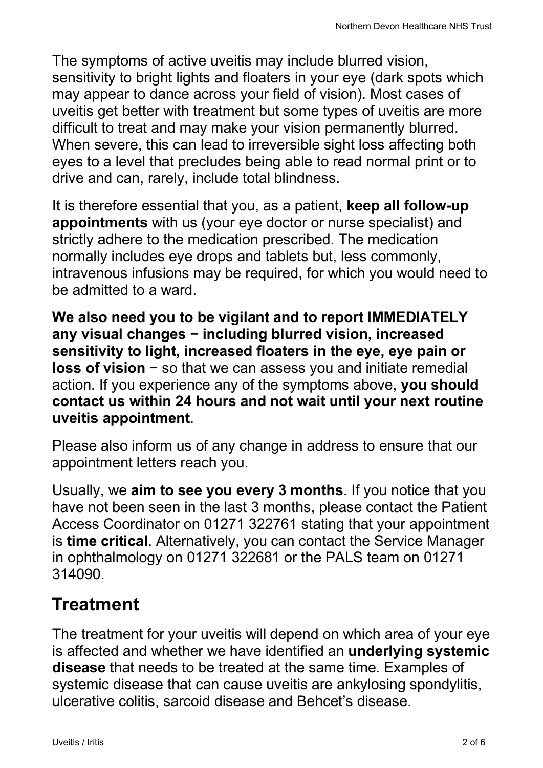The symptoms of active uveitis may include blurred vision, sensitivity to bright lights and floaters in your eye (dark spots which may appear to dance across your field of vision). Most cases of uveitis get better with treatment but some types of uveitis are more difficult to treat and may make your vision permanently blurred. When severe, this can lead to irreversible sight loss affecting both eyes to a level that precludes being able to read normal print or to drive and can, rarely, include total blindness.

It is therefore essential that you, as a patient, **keep all follow-up appointments** with us (your eye doctor or nurse specialist) and strictly adhere to the medication prescribed. The medication normally includes eye drops and tablets but, less commonly, intravenous infusions may be required, for which you would need to be admitted to a ward.

**We also need you to be vigilant and to report IMMEDIATELY any visual changes − including blurred vision, increased sensitivity to light, increased floaters in the eye, eye pain or loss of vision** − so that we can assess you and initiate remedial action. If you experience any of the symptoms above, **you should contact us within 24 hours and not wait until your next routine uveitis appointment**.

Please also inform us of any change in address to ensure that our appointment letters reach you.

Usually, we **aim to see you every 3 months**. If you notice that you have not been seen in the last 3 months, please contact the Patient Access Coordinator on 01271 322761 stating that your appointment is **time critical**. Alternatively, you can contact the Service Manager in ophthalmology on 01271 322681 or the PALS team on 01271 314090.

## Treatment

The treatment for your uveitis will depend on which area of your eye is affected and whether we have identified an **underlying systemic disease** that needs to be treated at the same time. Examples of systemic disease that can cause uveitis are ankylosing spondylitis, ulcerative colitis, sarcoid disease and Behcet's disease.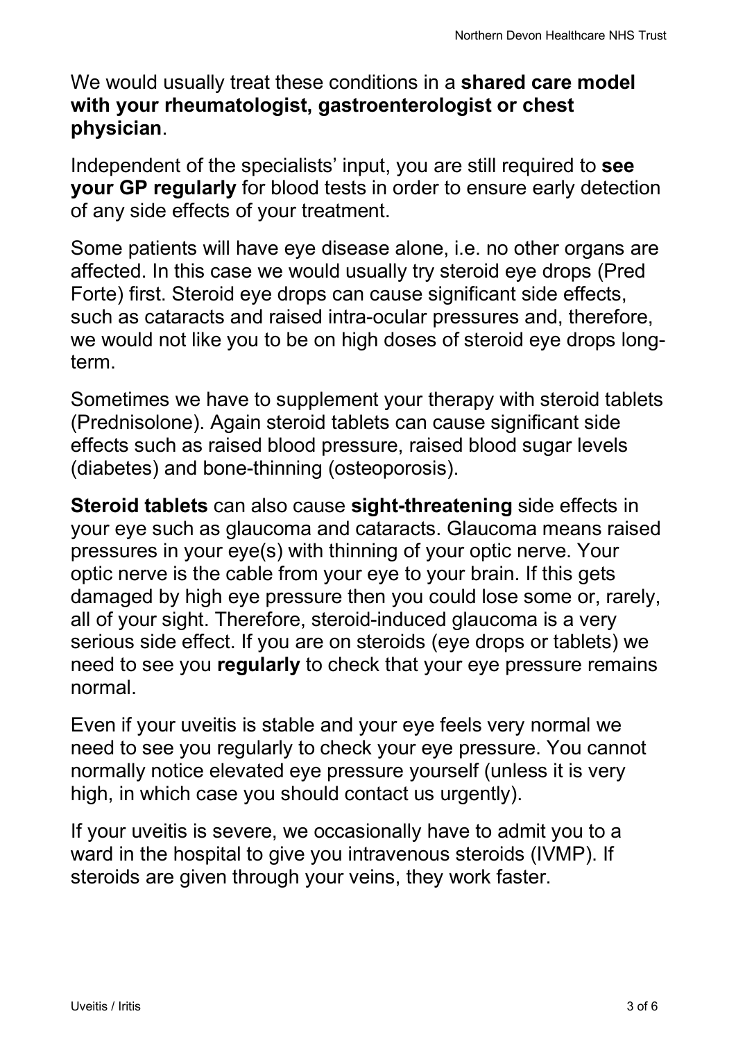We would usually treat these conditions in a **shared care model with your rheumatologist, gastroenterologist or chest physician**.

Independent of the specialists' input, you are still required to **see your GP regularly** for blood tests in order to ensure early detection of any side effects of your treatment.

Some patients will have eye disease alone, i.e. no other organs are affected. In this case we would usually try steroid eye drops (Pred Forte) first. Steroid eye drops can cause significant side effects, such as cataracts and raised intra-ocular pressures and, therefore, we would not like you to be on high doses of steroid eye drops long-term.

Sometimes we have to supplement your therapy with steroid tablets (Prednisolone). Again steroid tablets can cause significant side effects such as raised blood pressure, raised blood sugar levels (diabetes) and bone-thinning (osteoporosis).

**Steroid tablets** can also cause **sight-threatening** side effects in your eye such as glaucoma and cataracts. Glaucoma means raised pressures in your eye(s) with thinning of your optic nerve. Your optic nerve is the cable from your eye to your brain. If this gets damaged by high eye pressure then you could lose some or, rarely, all of your sight. Therefore, steroid-induced glaucoma is a very serious side effect. If you are on steroids (eye drops or tablets) we need to see you **regularly** to check that your eye pressure remains normal.

Even if your uveitis is stable and your eye feels very normal we need to see you regularly to check your eye pressure. You cannot normally notice elevated eye pressure yourself (unless it is very high, in which case you should contact us urgently).

If your uveitis is severe, we occasionally have to admit you to a ward in the hospital to give you intravenous steroids (IVMP). If steroids are given through your veins, they work faster.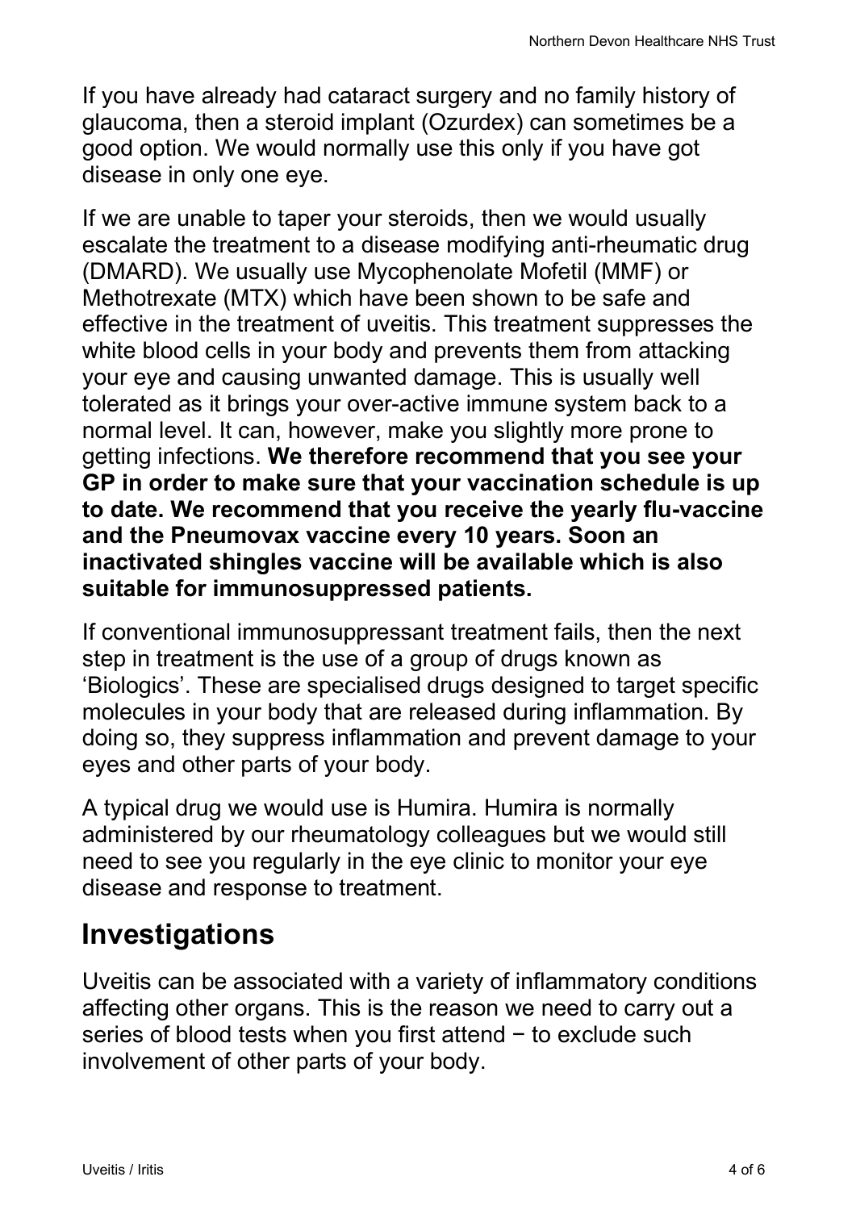If you have already had cataract surgery and no family history of glaucoma, then a steroid implant (Ozurdex) can sometimes be a good option. We would normally use this only if you have got disease in only one eye.

If we are unable to taper your steroids, then we would usually escalate the treatment to a disease modifying anti-rheumatic drug (DMARD). We usually use Mycophenolate Mofetil (MMF) or Methotrexate (MTX) which have been shown to be safe and effective in the treatment of uveitis. This treatment suppresses the white blood cells in your body and prevents them from attacking your eye and causing unwanted damage. This is usually well tolerated as it brings your over-active immune system back to a normal level. It can, however, make you slightly more prone to getting infections. **We therefore recommend that you see your GP in order to make sure that your vaccination schedule is up to date. We recommend that you receive the yearly flu-vaccine and the Pneumovax vaccine every 10 years. Soon an inactivated shingles vaccine will be available which is also suitable for immunosuppressed patients.**

If conventional immunosuppressant treatment fails, then the next step in treatment is the use of a group of drugs known as 'Biologics'. These are specialised drugs designed to target specific molecules in your body that are released during inflammation. By doing so, they suppress inflammation and prevent damage to your eyes and other parts of your body.

A typical drug we would use is Humira. Humira is normally administered by our rheumatology colleagues but we would still need to see you regularly in the eye clinic to monitor your eye disease and response to treatment.

## Investigations

Uveitis can be associated with a variety of inflammatory conditions affecting other organs. This is the reason we need to carry out a series of blood tests when you first attend − to exclude such involvement of other parts of your body.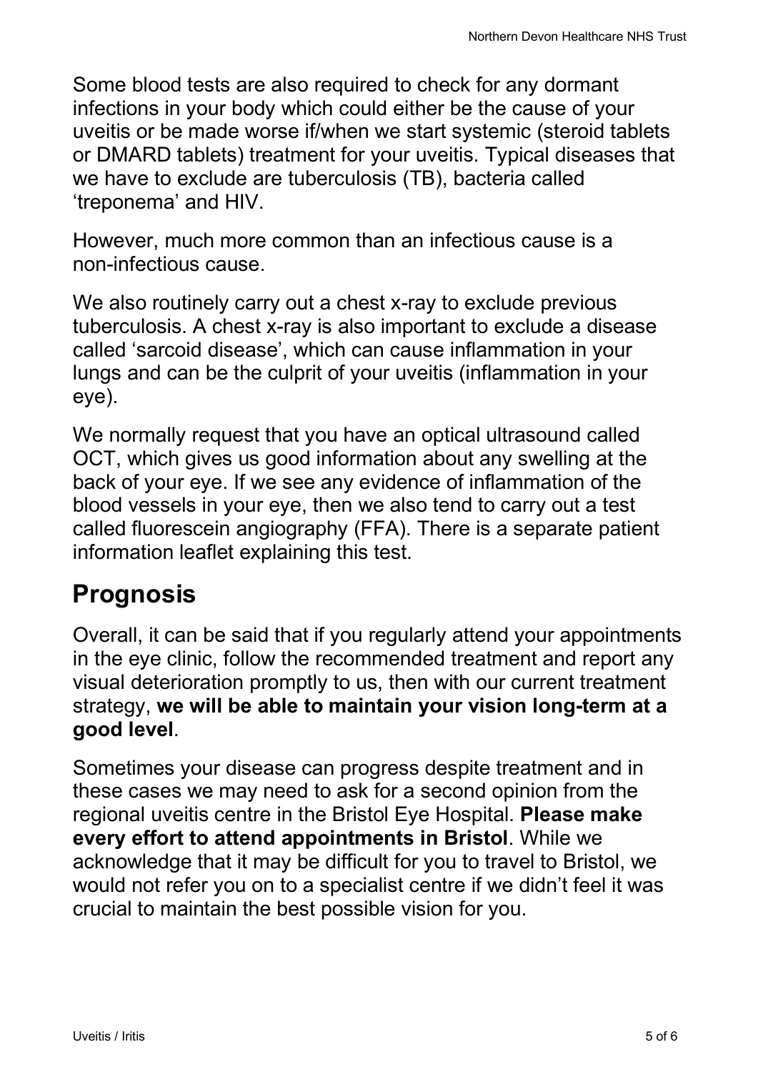Some blood tests are also required to check for any dormant infections in your body which could either be the cause of your uveitis or be made worse if/when we start systemic (steroid tablets or DMARD tablets) treatment for your uveitis. Typical diseases that we have to exclude are tuberculosis (TB), bacteria called 'treponema' and HIV.

However, much more common than an infectious cause is a non-infectious cause.

We also routinely carry out a chest x-ray to exclude previous tuberculosis. A chest x-ray is also important to exclude a disease called 'sarcoid disease', which can cause inflammation in your lungs and can be the culprit of your uveitis (inflammation in your eye).

We normally request that you have an optical ultrasound called OCT, which gives us good information about any swelling at the back of your eye. If we see any evidence of inflammation of the blood vessels in your eye, then we also tend to carry out a test called fluorescein angiography (FFA). There is a separate patient information leaflet explaining this test.

## Prognosis

Overall, it can be said that if you regularly attend your appointments in the eye clinic, follow the recommended treatment and report any visual deterioration promptly to us, then with our current treatment strategy, **we will be able to maintain your vision long-term at a good level**.

Sometimes your disease can progress despite treatment and in these cases we may need to ask for a second opinion from the regional uveitis centre in the Bristol Eye Hospital. **Please make every effort to attend appointments in Bristol**. While we acknowledge that it may be difficult for you to travel to Bristol, we would not refer you on to a specialist centre if we didn't feel it was crucial to maintain the best possible vision for you.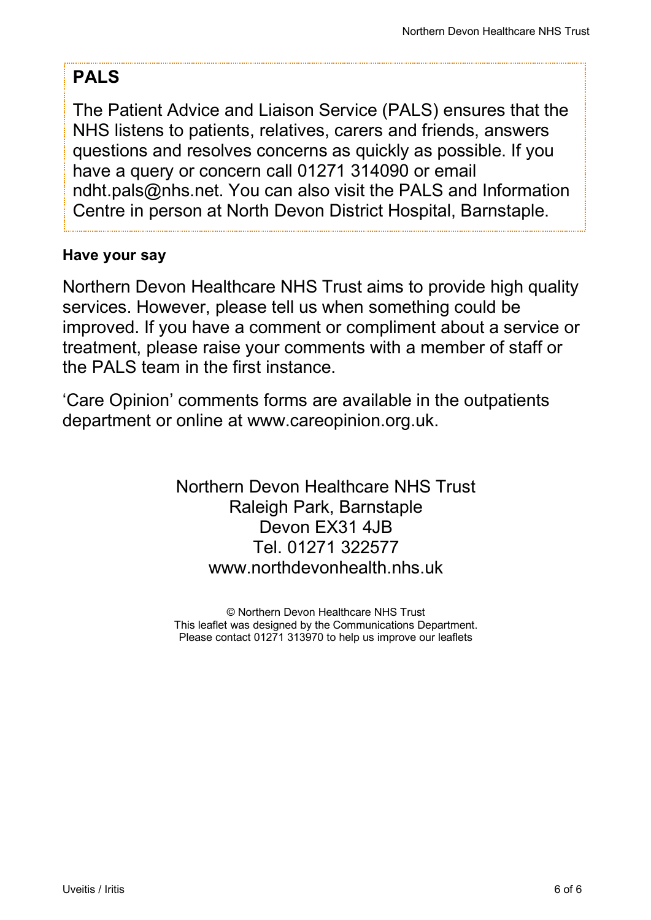## PALS

The Patient Advice and Liaison Service (PALS) ensures that the NHS listens to patients, relatives, carers and friends, answers questions and resolves concerns as quickly as possible. If you have a query or concern call 01271 314090 or email ndht.pals@nhs.net. You can also visit the PALS and Information Centre in person at North Devon District Hospital, Barnstaple.

**Have your say**

Northern Devon Healthcare NHS Trust aims to provide high quality services. However, please tell us when something could be improved. If you have a comment or compliment about a service or treatment, please raise your comments with a member of staff or the PALS team in the first instance.

'Care Opinion' comments forms are available in the outpatients department or online at www.careopinion.org.uk.

Northern Devon Healthcare NHS Trust
Raleigh Park, Barnstaple
Devon EX31 4JB
Tel. 01271 322577
www.northdevonhealth.nhs.uk

© Northern Devon Healthcare NHS Trust
This leaflet was designed by the Communications Department.
Please contact 01271 313970 to help us improve our leaflets